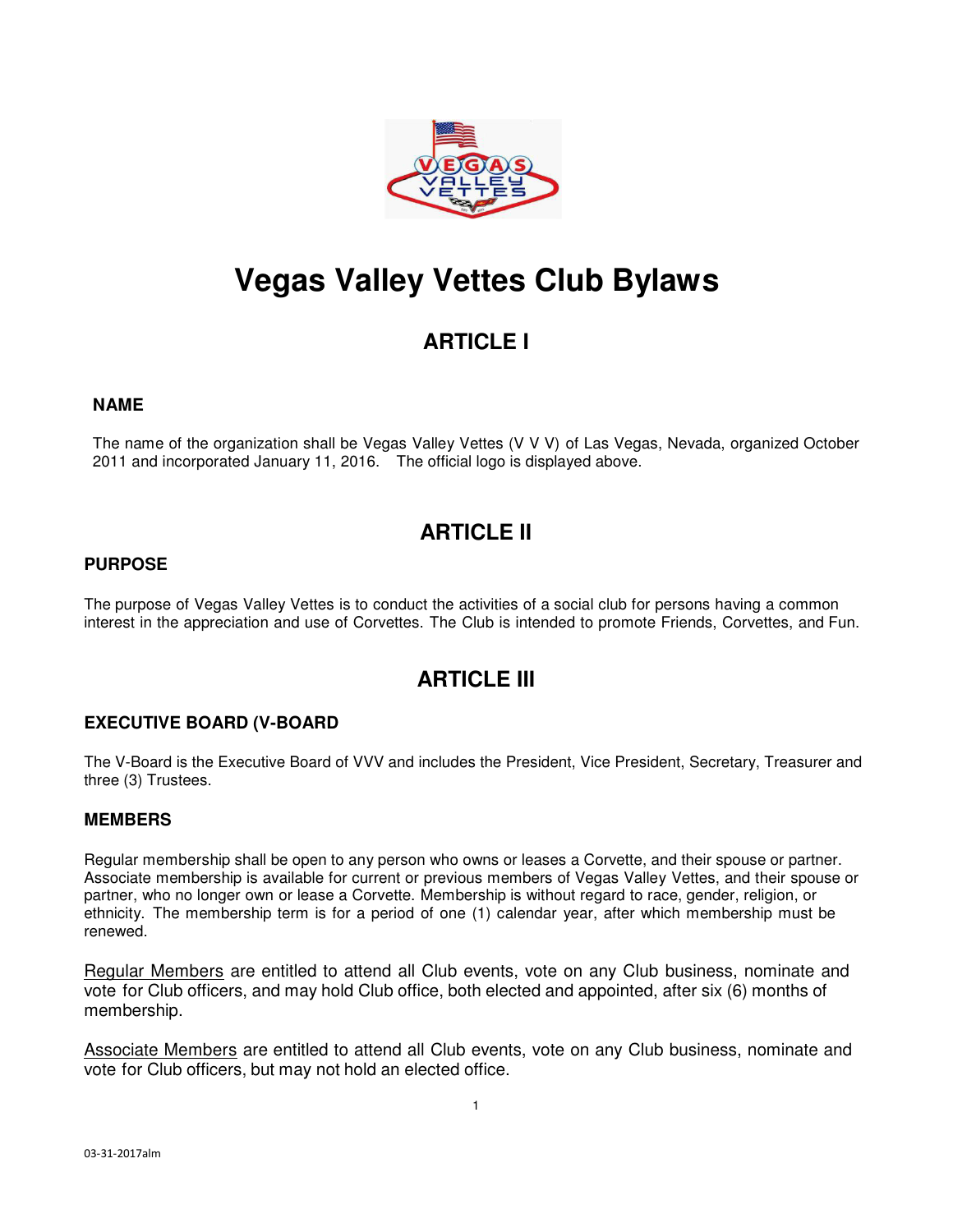// Vegas Valley Vettes Club Bylaws

# Vegas Valley Vettes Club Bylaws

## ARTICLE I

### NAME

The name of the organization shall be Vegas Valley Vettes (V V V) of Las Vegas, Nevada, organized October 2011 and incorporated January 11, 2016. The official logo is displayed above.

## ARTICLE II

### PURPOSE

The purpose of Vegas Valley Vettes is to conduct the activities of a social club for persons having a common interest in the appreciation and use of Corvettes. The Club is intended to promote Friends, Corvettes, and Fun.

## ARTICLE III

### EXECUTIVE BOARD (V-BOARD

The V-Board is the Executive Board of VVV and includes the President, Vice President, Secretary, Treasurer and three (3) Trustees.

### MEMBERS

Regular membership shall be open to any person who owns or leases a Corvette, and their spouse or partner. Associate membership is available for current or previous members of Vegas Valley Vettes, and their spouse or partner, who no longer own or lease a Corvette. Membership is without regard to race, gender, religion, or ethnicity. The membership term is for a period of one (1) calendar year, after which membership must be renewed.

<u>Regular Members</u> are entitled to attend all Club events, vote on any Club business, nominate and vote for Club officers, and may hold Club office, both elected and appointed, after six (6) months of membership.

<u>Associate Members</u> are entitled to attend all Club events, vote on any Club business, nominate and vote for Club officers, but may not hold an elected office.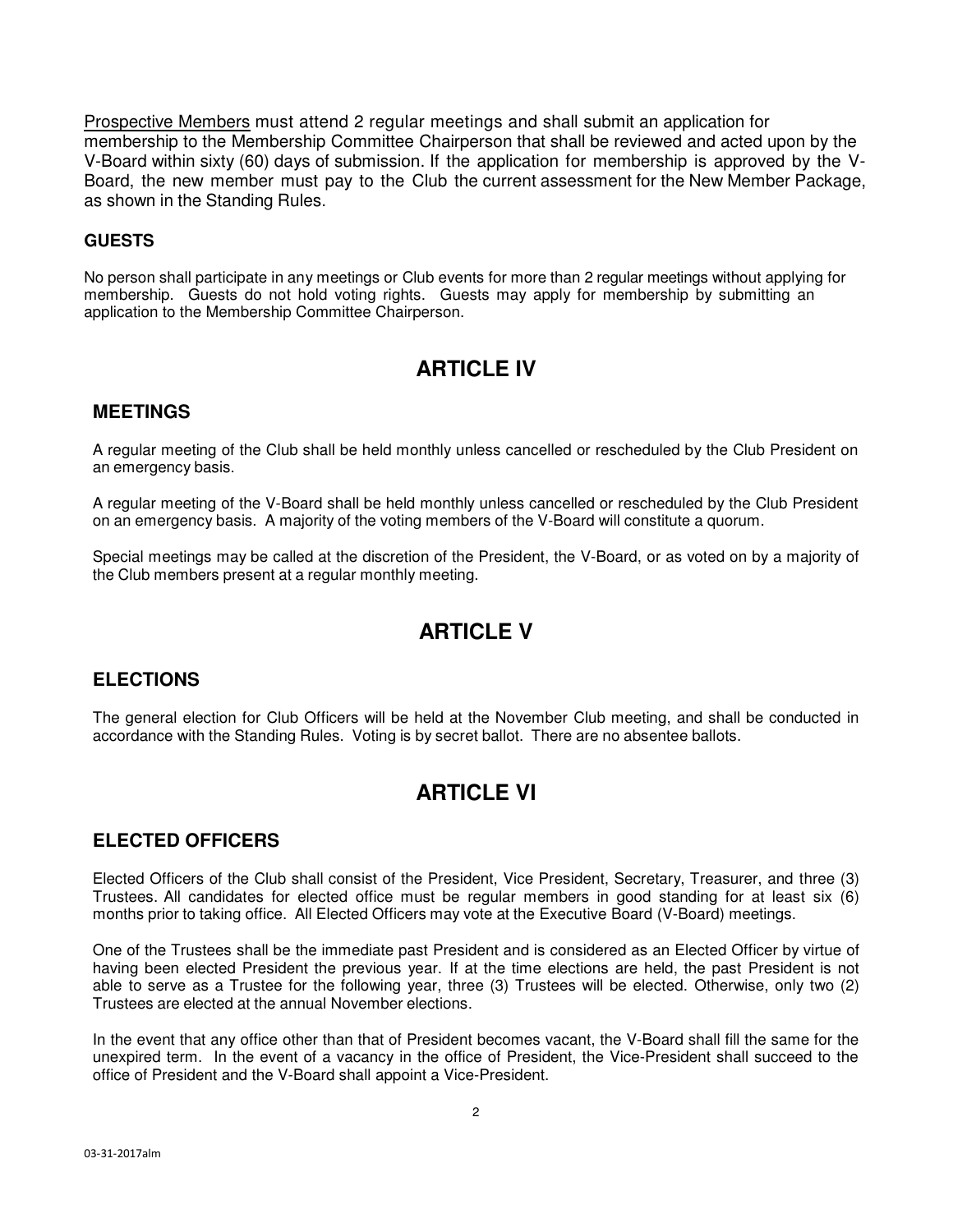<u>Prospective Members</u> must attend 2 regular meetings and shall submit an application for membership to the Membership Committee Chairperson that shall be reviewed and acted upon by the V-Board within sixty (60) days of submission. If the application for membership is approved by the V-Board, the new member must pay to the Club the current assessment for the New Member Package, as shown in the Standing Rules.

### GUESTS

No person shall participate in any meetings or Club events for more than 2 regular meetings without applying for membership. Guests do not hold voting rights. Guests may apply for membership by submitting an application to the Membership Committee Chairperson.

## ARTICLE IV

### MEETINGS

A regular meeting of the Club shall be held monthly unless cancelled or rescheduled by the Club President on an emergency basis.

A regular meeting of the V-Board shall be held monthly unless cancelled or rescheduled by the Club President on an emergency basis. A majority of the voting members of the V-Board will constitute a quorum.

Special meetings may be called at the discretion of the President, the V-Board, or as voted on by a majority of the Club members present at a regular monthly meeting.

## ARTICLE V

### ELECTIONS

The general election for Club Officers will be held at the November Club meeting, and shall be conducted in accordance with the Standing Rules. Voting is by secret ballot. There are no absentee ballots.

## ARTICLE VI

### ELECTED OFFICERS

Elected Officers of the Club shall consist of the President, Vice President, Secretary, Treasurer, and three (3) Trustees. All candidates for elected office must be regular members in good standing for at least six (6) months prior to taking office. All Elected Officers may vote at the Executive Board (V-Board) meetings.

One of the Trustees shall be the immediate past President and is considered as an Elected Officer by virtue of having been elected President the previous year. If at the time elections are held, the past President is not able to serve as a Trustee for the following year, three (3) Trustees will be elected. Otherwise, only two (2) Trustees are elected at the annual November elections.

In the event that any office other than that of President becomes vacant, the V-Board shall fill the same for the unexpired term. In the event of a vacancy in the office of President, the Vice-President shall succeed to the office of President and the V-Board shall appoint a Vice-President.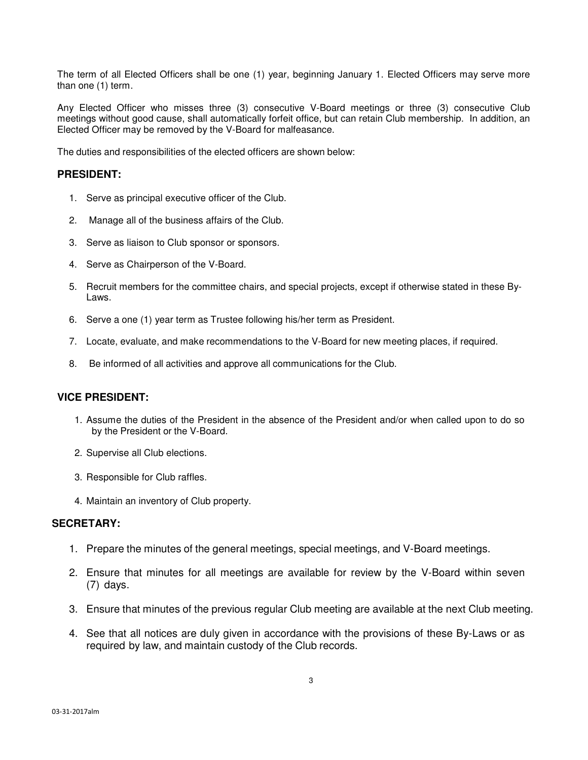The term of all Elected Officers shall be one (1) year, beginning January 1. Elected Officers may serve more than one (1) term.

Any Elected Officer who misses three (3) consecutive V-Board meetings or three (3) consecutive Club meetings without good cause, shall automatically forfeit office, but can retain Club membership. In addition, an Elected Officer may be removed by the V-Board for malfeasance.

The duties and responsibilities of the elected officers are shown below:

## PRESIDENT:

1. Serve as principal executive officer of the Club.
2. Manage all of the business affairs of the Club.
3. Serve as liaison to Club sponsor or sponsors.
4. Serve as Chairperson of the V-Board.
5. Recruit members for the committee chairs, and special projects, except if otherwise stated in these By-Laws.
6. Serve a one (1) year term as Trustee following his/her term as President.
7. Locate, evaluate, and make recommendations to the V-Board for new meeting places, if required.
8. Be informed of all activities and approve all communications for the Club.

## VICE PRESIDENT:

1. Assume the duties of the President in the absence of the President and/or when called upon to do so by the President or the V-Board.
2. Supervise all Club elections.
3. Responsible for Club raffles.
4. Maintain an inventory of Club property.

## SECRETARY:

1. Prepare the minutes of the general meetings, special meetings, and V-Board meetings.
2. Ensure that minutes for all meetings are available for review by the V-Board within seven (7) days.
3. Ensure that minutes of the previous regular Club meeting are available at the next Club meeting.
4. See that all notices are duly given in accordance with the provisions of these By-Laws or as required by law, and maintain custody of the Club records.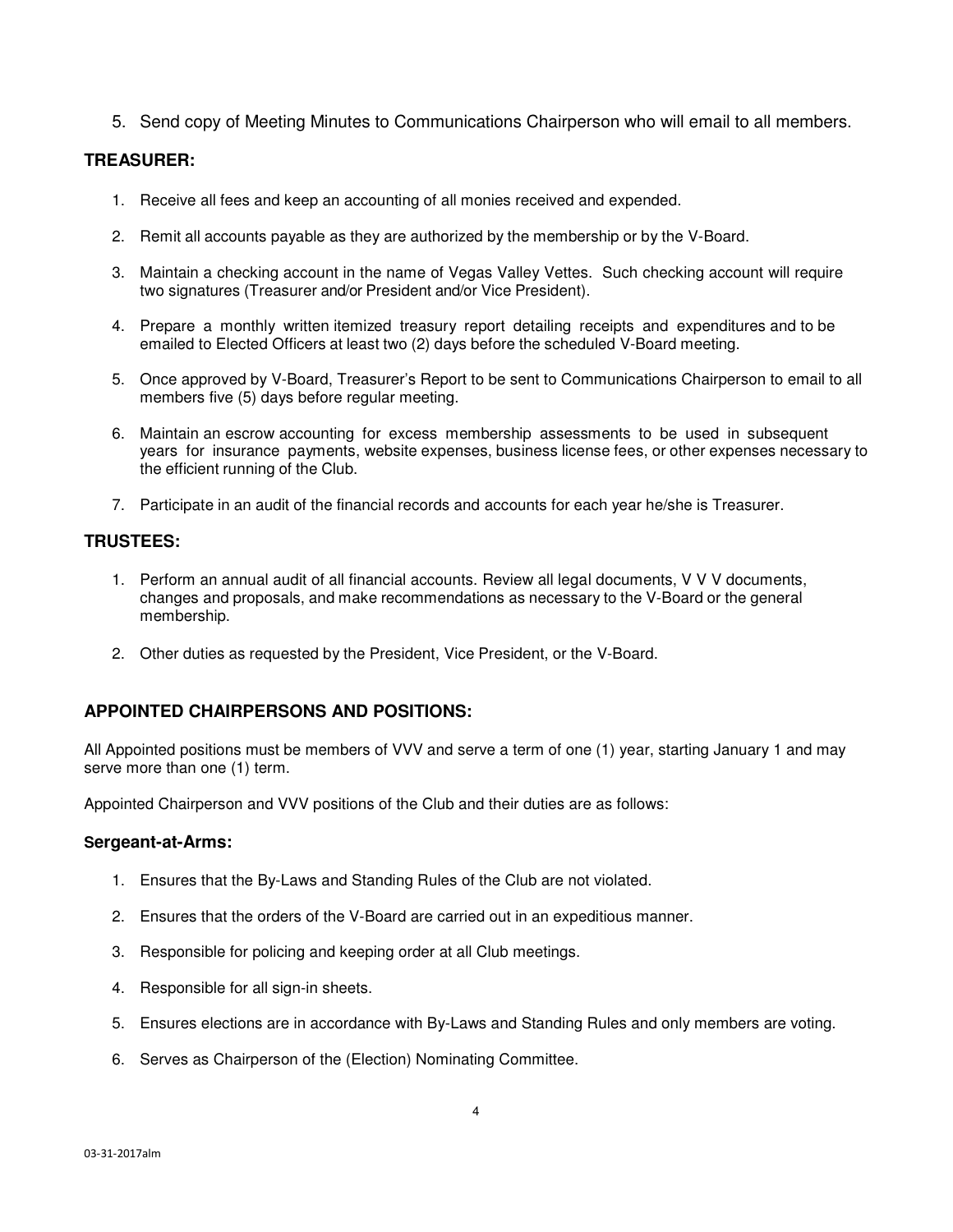5. Send copy of Meeting Minutes to Communications Chairperson who will email to all members.

### TREASURER:

1. Receive all fees and keep an accounting of all monies received and expended.

2. Remit all accounts payable as they are authorized by the membership or by the V-Board.

3. Maintain a checking account in the name of Vegas Valley Vettes. Such checking account will require two signatures (Treasurer and/or President and/or Vice President).

4. Prepare a monthly written itemized treasury report detailing receipts and expenditures and to be emailed to Elected Officers at least two (2) days before the scheduled V-Board meeting.

5. Once approved by V-Board, Treasurer's Report to be sent to Communications Chairperson to email to all members five (5) days before regular meeting.

6. Maintain an escrow accounting for excess membership assessments to be used in subsequent years for insurance payments, website expenses, business license fees, or other expenses necessary to the efficient running of the Club.

7. Participate in an audit of the financial records and accounts for each year he/she is Treasurer.

### TRUSTEES:

1. Perform an annual audit of all financial accounts. Review all legal documents, V V V documents, changes and proposals, and make recommendations as necessary to the V-Board or the general membership.

2. Other duties as requested by the President, Vice President, or the V-Board.

### APPOINTED CHAIRPERSONS AND POSITIONS:

All Appointed positions must be members of VVV and serve a term of one (1) year, starting January 1 and may serve more than one (1) term.

Appointed Chairperson and VVV positions of the Club and their duties are as follows:

#### Sergeant-at-Arms:

1. Ensures that the By-Laws and Standing Rules of the Club are not violated.

2. Ensures that the orders of the V-Board are carried out in an expeditious manner.

3. Responsible for policing and keeping order at all Club meetings.

4. Responsible for all sign-in sheets.

5. Ensures elections are in accordance with By-Laws and Standing Rules and only members are voting.

6. Serves as Chairperson of the (Election) Nominating Committee.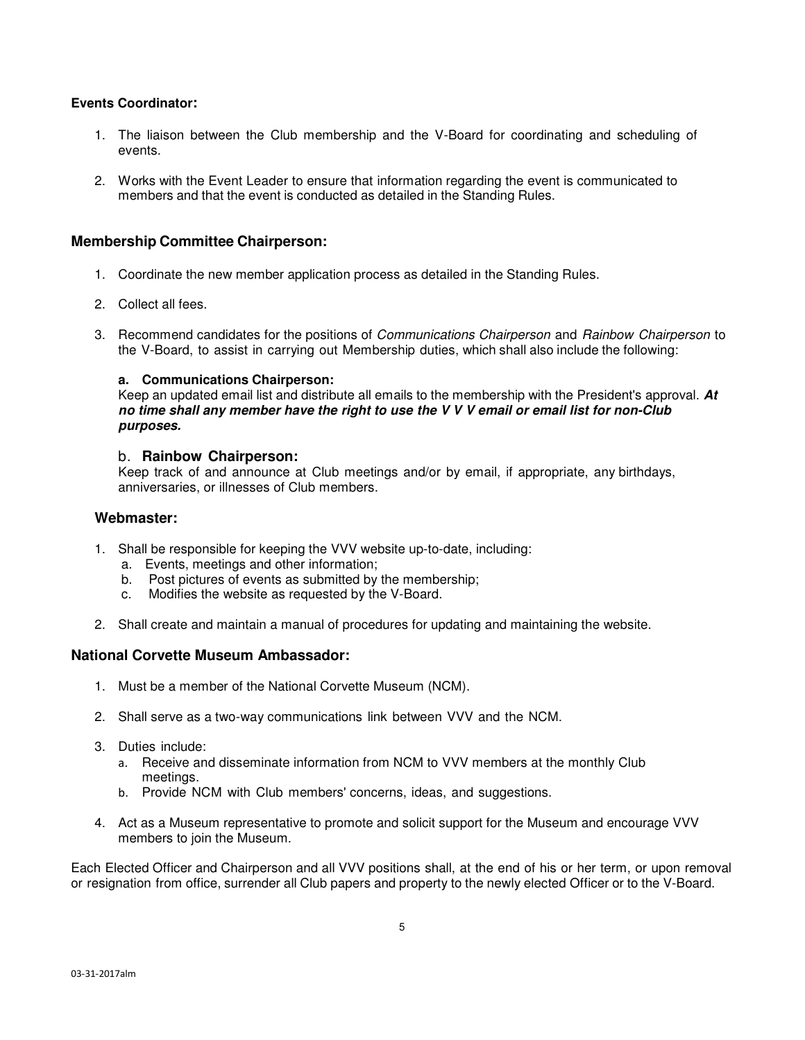**Events Coordinator:**

1. The liaison between the Club membership and the V-Board for coordinating and scheduling of events.

2. Works with the Event Leader to ensure that information regarding the event is communicated to members and that the event is conducted as detailed in the Standing Rules.

### Membership Committee Chairperson:

1. Coordinate the new member application process as detailed in the Standing Rules.

2. Collect all fees.

3. Recommend candidates for the positions of *Communications Chairperson* and *Rainbow Chairperson* to the V-Board, to assist in carrying out Membership duties, which shall also include the following:

   **a. Communications Chairperson:**
   Keep an updated email list and distribute all emails to the membership with the President's approval. ***At no time shall any member have the right to use the V V V email or email list for non-Club purposes.***

   b. **Rainbow Chairperson:**
   Keep track of and announce at Club meetings and/or by email, if appropriate, any birthdays, anniversaries, or illnesses of Club members.

### Webmaster:

1. Shall be responsible for keeping the VVV website up-to-date, including:
   a. Events, meetings and other information;
   b. Post pictures of events as submitted by the membership;
   c. Modifies the website as requested by the V-Board.

2. Shall create and maintain a manual of procedures for updating and maintaining the website.

### National Corvette Museum Ambassador:

1. Must be a member of the National Corvette Museum (NCM).

2. Shall serve as a two-way communications link between VVV and the NCM.

3. Duties include:
   a. Receive and disseminate information from NCM to VVV members at the monthly Club meetings.
   b. Provide NCM with Club members' concerns, ideas, and suggestions.

4. Act as a Museum representative to promote and solicit support for the Museum and encourage VVV members to join the Museum.

Each Elected Officer and Chairperson and all VVV positions shall, at the end of his or her term, or upon removal or resignation from office, surrender all Club papers and property to the newly elected Officer or to the V-Board.

03-31-2017alm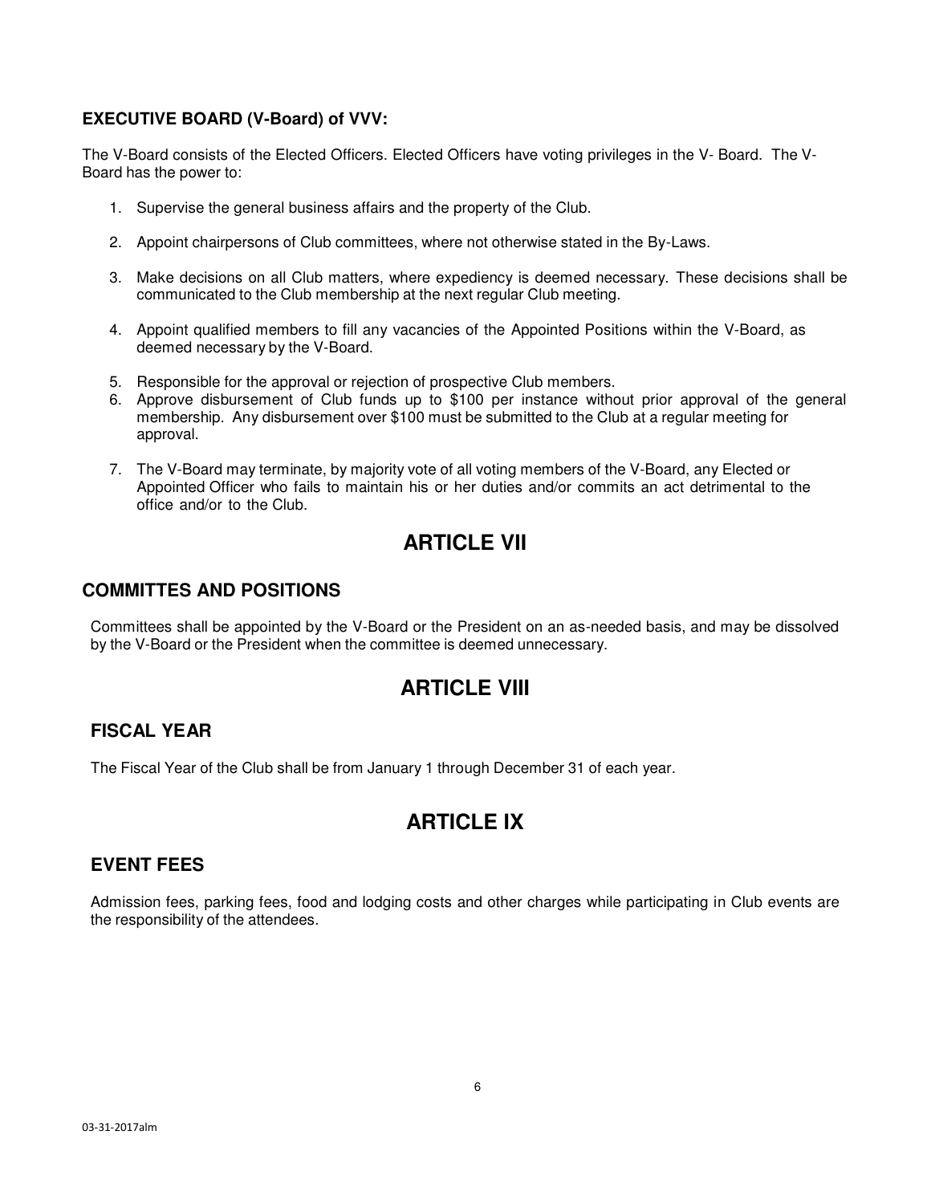### EXECUTIVE BOARD (V-Board) of VVV:

The V-Board consists of the Elected Officers. Elected Officers have voting privileges in the V- Board. The V-Board has the power to:

1. Supervise the general business affairs and the property of the Club.
2. Appoint chairpersons of Club committees, where not otherwise stated in the By-Laws.
3. Make decisions on all Club matters, where expediency is deemed necessary. These decisions shall be communicated to the Club membership at the next regular Club meeting.
4. Appoint qualified members to fill any vacancies of the Appointed Positions within the V-Board, as deemed necessary by the V-Board.
5. Responsible for the approval or rejection of prospective Club members.
6. Approve disbursement of Club funds up to $100 per instance without prior approval of the general membership. Any disbursement over $100 must be submitted to the Club at a regular meeting for approval.
7. The V-Board may terminate, by majority vote of all voting members of the V-Board, any Elected or Appointed Officer who fails to maintain his or her duties and/or commits an act detrimental to the office and/or to the Club.

# ARTICLE VII

## COMMITTES AND POSITIONS

Committees shall be appointed by the V-Board or the President on an as-needed basis, and may be dissolved by the V-Board or the President when the committee is deemed unnecessary.

# ARTICLE VIII

## FISCAL YEAR

The Fiscal Year of the Club shall be from January 1 through December 31 of each year.

# ARTICLE IX

## EVENT FEES

Admission fees, parking fees, food and lodging costs and other charges while participating in Club events are the responsibility of the attendees.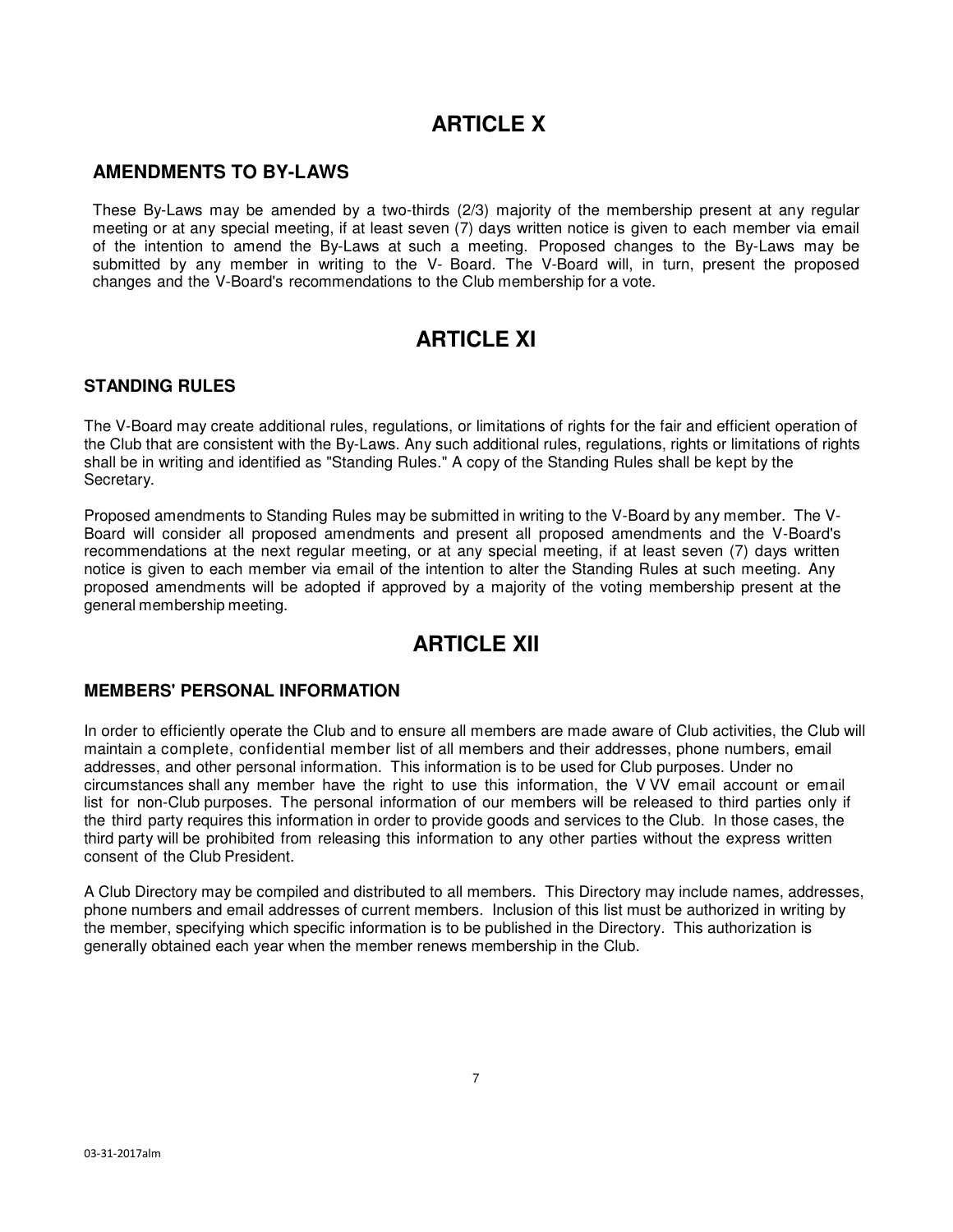# ARTICLE X

## AMENDMENTS TO BY-LAWS

These By-Laws may be amended by a two-thirds (2/3) majority of the membership present at any regular meeting or at any special meeting, if at least seven (7) days written notice is given to each member via email of the intention to amend the By-Laws at such a meeting. Proposed changes to the By-Laws may be submitted by any member in writing to the V- Board. The V-Board will, in turn, present the proposed changes and the V-Board's recommendations to the Club membership for a vote.

# ARTICLE XI

## STANDING RULES

The V-Board may create additional rules, regulations, or limitations of rights for the fair and efficient operation of the Club that are consistent with the By-Laws. Any such additional rules, regulations, rights or limitations of rights shall be in writing and identified as "Standing Rules." A copy of the Standing Rules shall be kept by the Secretary.

Proposed amendments to Standing Rules may be submitted in writing to the V-Board by any member. The V-Board will consider all proposed amendments and present all proposed amendments and the V-Board's recommendations at the next regular meeting, or at any special meeting, if at least seven (7) days written notice is given to each member via email of the intention to alter the Standing Rules at such meeting. Any proposed amendments will be adopted if approved by a majority of the voting membership present at the general membership meeting.

# ARTICLE XII

## MEMBERS' PERSONAL INFORMATION

In order to efficiently operate the Club and to ensure all members are made aware of Club activities, the Club will maintain a complete, confidential member list of all members and their addresses, phone numbers, email addresses, and other personal information. This information is to be used for Club purposes. Under no circumstances shall any member have the right to use this information, the V VV email account or email list for non-Club purposes. The personal information of our members will be released to third parties only if the third party requires this information in order to provide goods and services to the Club. In those cases, the third party will be prohibited from releasing this information to any other parties without the express written consent of the Club President.

A Club Directory may be compiled and distributed to all members. This Directory may include names, addresses, phone numbers and email addresses of current members. Inclusion of this list must be authorized in writing by the member, specifying which specific information is to be published in the Directory. This authorization is generally obtained each year when the member renews membership in the Club.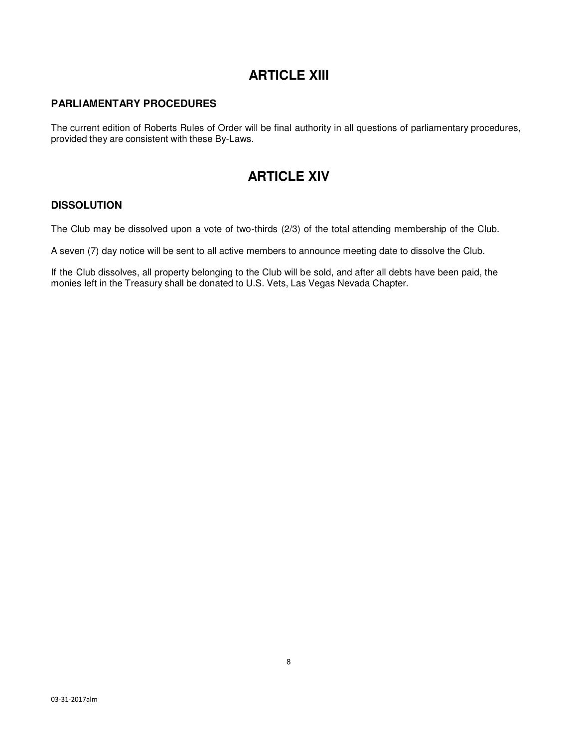# ARTICLE XIII

### PARLIAMENTARY PROCEDURES

The current edition of Roberts Rules of Order will be final authority in all questions of parliamentary procedures, provided they are consistent with these By-Laws.

# ARTICLE XIV

### DISSOLUTION

The Club may be dissolved upon a vote of two-thirds (2/3) of the total attending membership of the Club.

A seven (7) day notice will be sent to all active members to announce meeting date to dissolve the Club.

If the Club dissolves, all property belonging to the Club will be sold, and after all debts have been paid, the monies left in the Treasury shall be donated to U.S. Vets, Las Vegas Nevada Chapter.